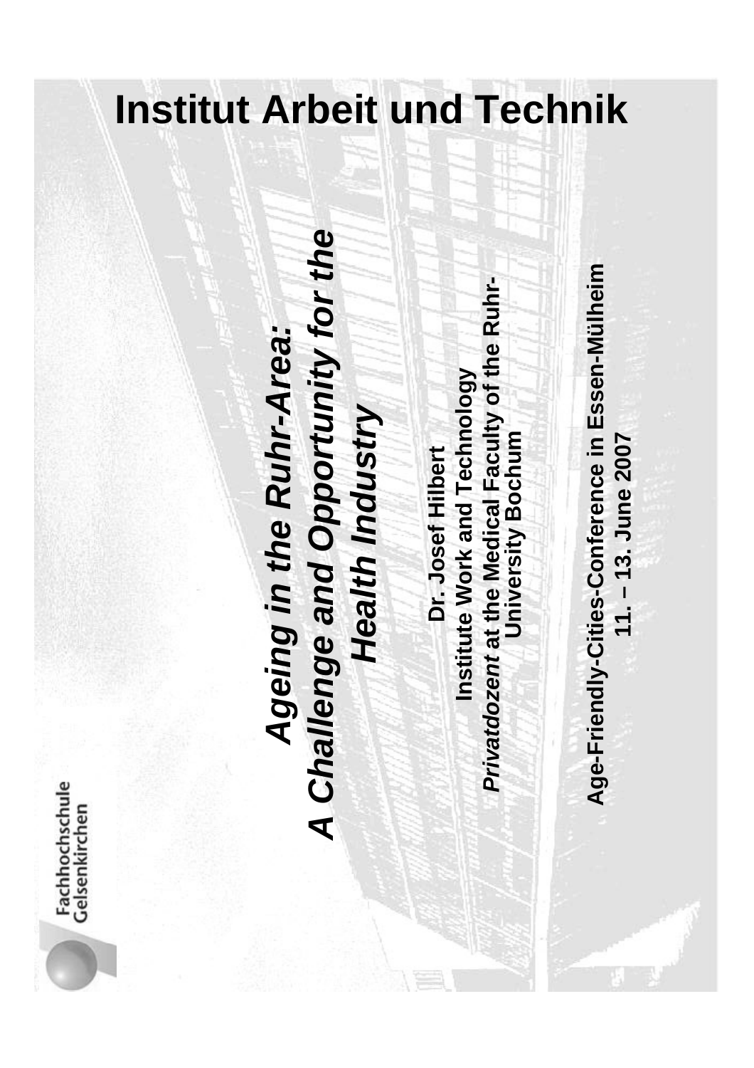# Institut Arbeit und Technik

Fachhochschule Gelsenkirchen

## *Ageing in the Ruhr-Area: A Challenge and Opportunity for the Health Industry*

**Dr. Josef Hilbert**

**Institute Work and Technology**

***Privatdozent* at the Medical Faculty of the Ruhr-University Bochum**

**Age-Friendly-Cities-Conference in Essen-Müllheim**

**11. – 13. June 2007**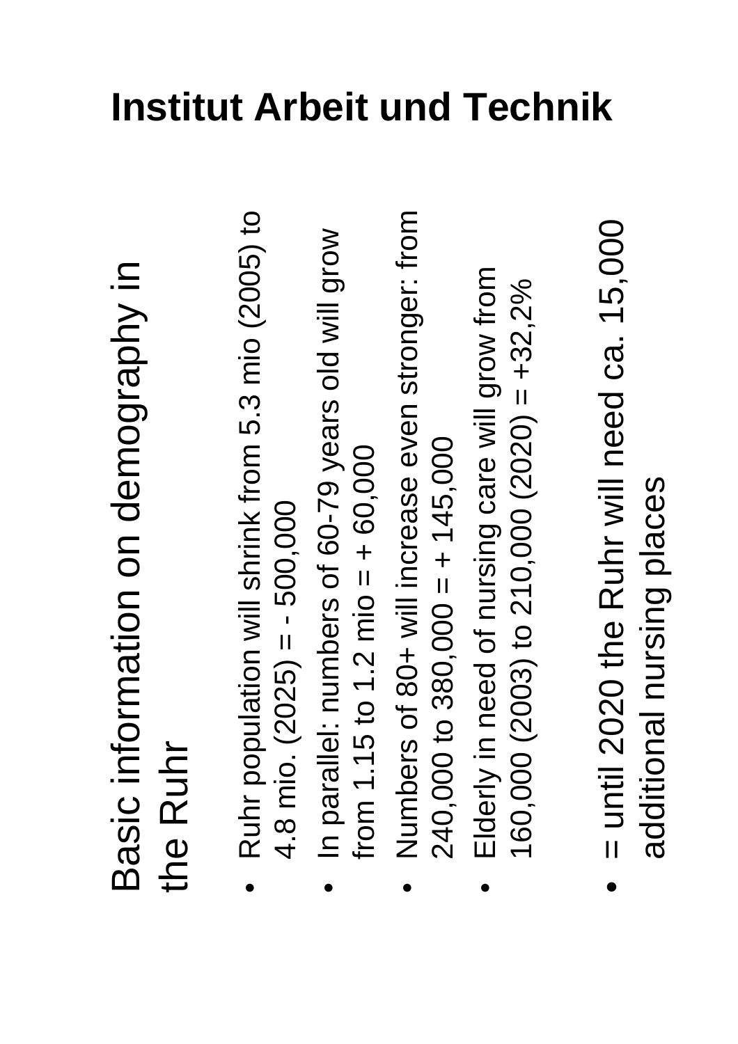# Institut Arbeit und Technik

## Basic information on demography in the Ruhr

- Ruhr population will shrink from 5.3 mio (2005) to 4.8 mio. (2025) = - 500,000
- In parallel: numbers of 60-79 years old will grow from 1.15 to 1.2 mio = + 60,000
- Numbers of 80+ will increase even stronger: from 240,000 to 380,000 = + 145,000
- Elderly in need of nursing care will grow from 160,000 (2003) to 210,000 (2020) = +32,2%

- = until 2020 the Ruhr will need ca. 15,000 additional nursing places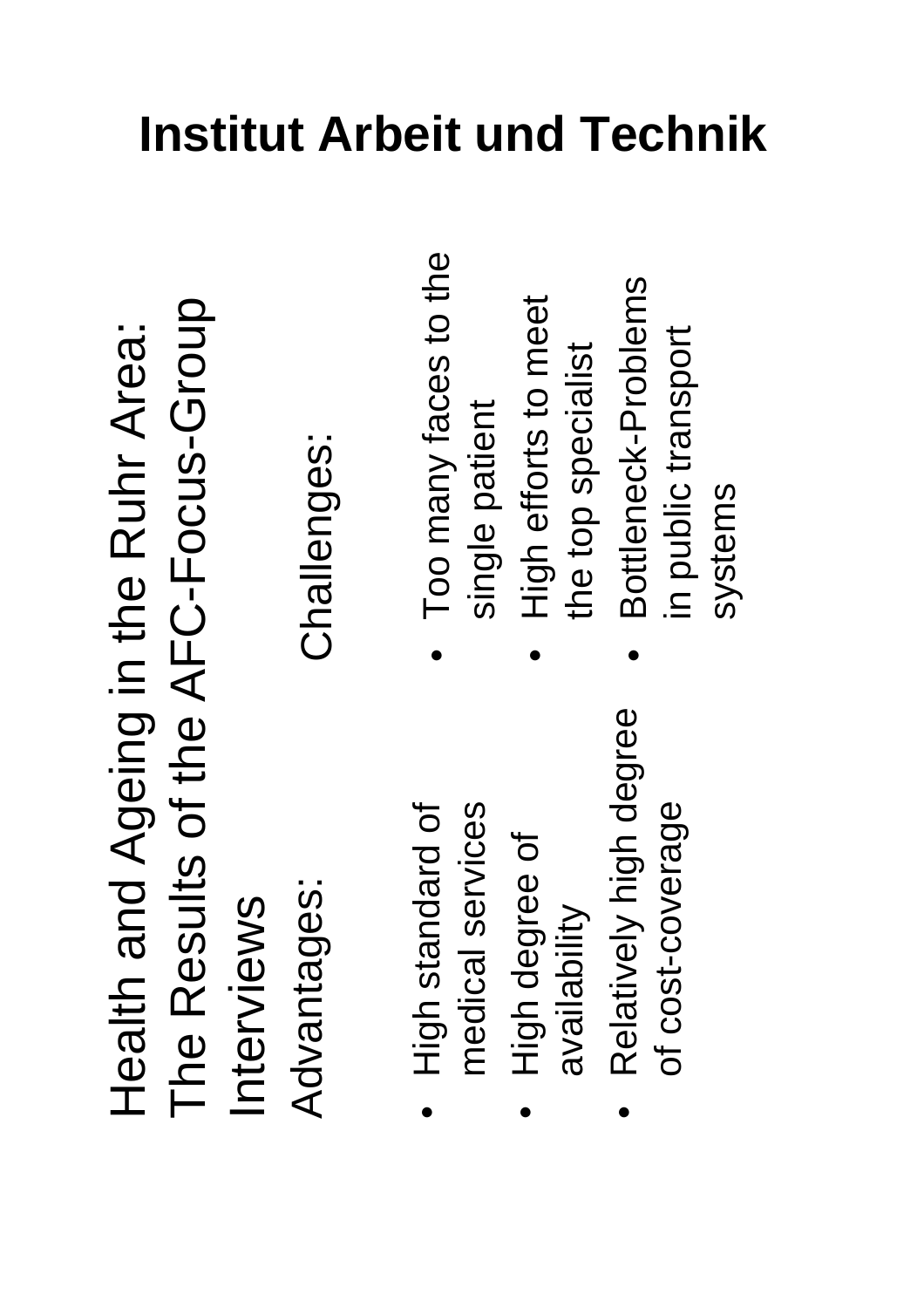# Institut Arbeit und Technik

## Health and Ageing in the Ruhr Area: The Results of the AFC-Focus-Group Interviews

**Advantages:**

- High standard of medical services
- High degree of availability
- Relatively high degree of cost-coverage

**Challenges:**

- Too many faces to the single patient
- High efforts to meet the top specialist
- Bottleneck-Problems in public transport systems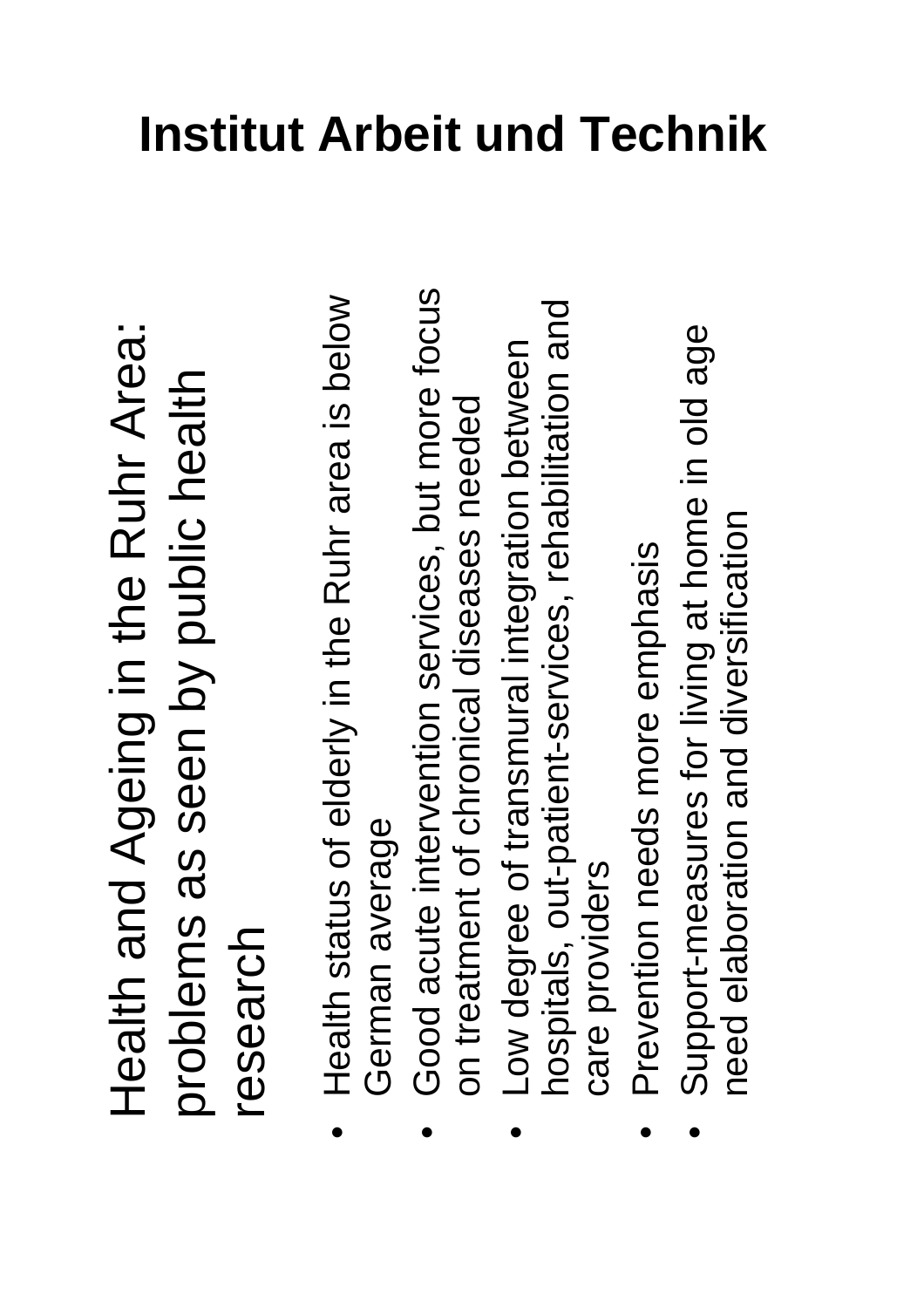# Institut Arbeit und Technik

## Health and Ageing in the Ruhr Area: problems as seen by public health research

- Health status of elderly in the Ruhr area is below German average
- Good acute intervention services, but more focus on treatment of chronical diseases needed
- Low degree of transmural integration between hospitals, out-patient-services, rehabilitation and care providers
- Prevention needs more emphasis
- Support-measures for living at home in old age need elaboration and diversification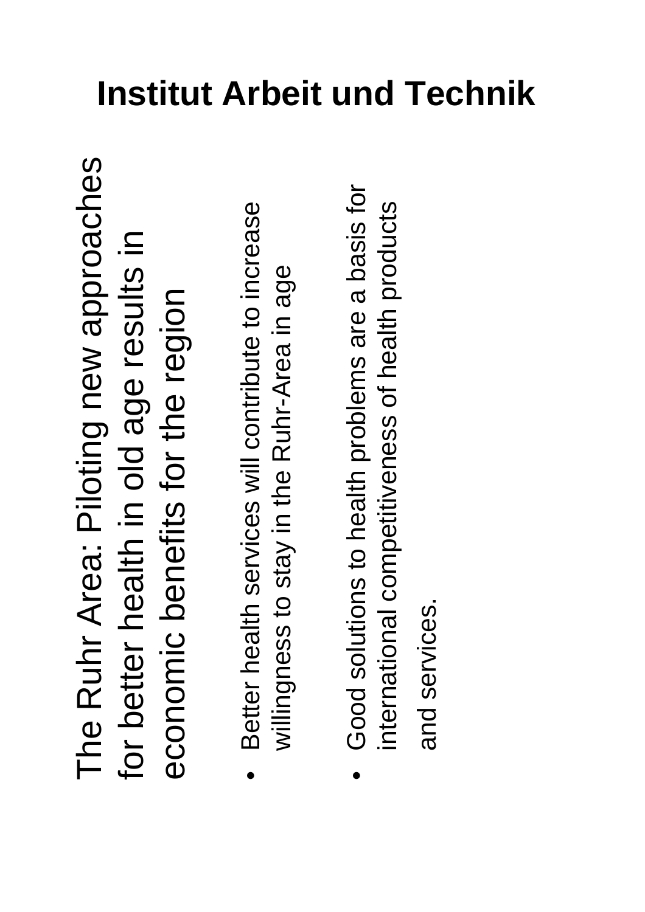# Institut Arbeit und Technik

## The Ruhr Area: Piloting new approaches for better health in old age results in economic benefits for the region

- Better health services will contribute to increase willingness to stay in the Ruhr-Area in age

- Good solutions to health problems are a basis for international competitiveness of health products and services.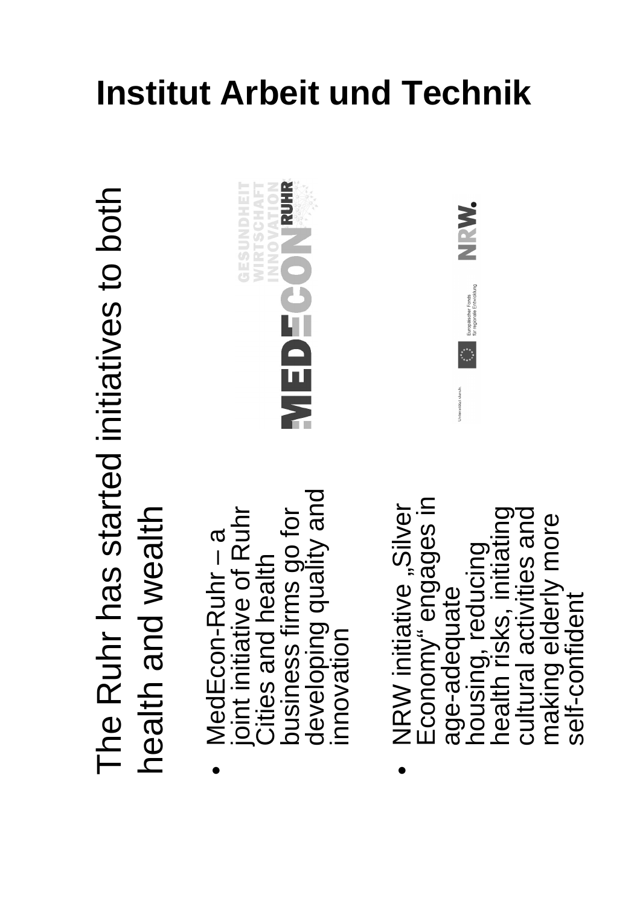# Institut Arbeit und Technik

## The Ruhr has started initiatives to both health and wealth

- MedEcon-Ruhr – a joint initiative of Ruhr Cities and health business firms go for developing quality and innovation

- NRW initiative „Silver Economy" engages in age-adequate housing, reducing health risks, initiating cultural activities and making elderly more self-confident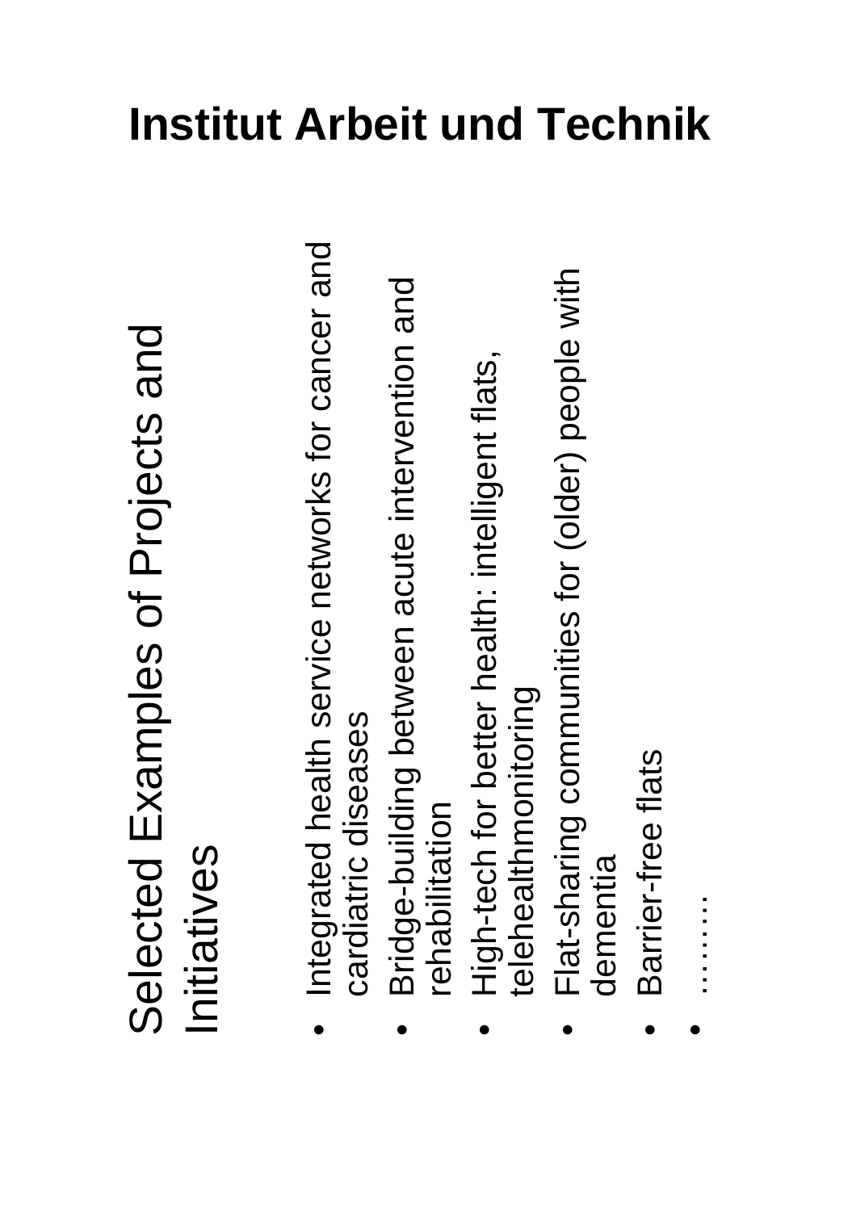# Institut Arbeit und Technik

## Selected Examples of Projects and Initiatives

- Integrated health service networks for cancer and cardiatric diseases
- Bridge-building between acute intervention and rehabilitation
- High-tech for better health: intelligent flats, telehealthmonitoring
- Flat-sharing communities for (older) people with dementia
- Barrier-free flats
- ………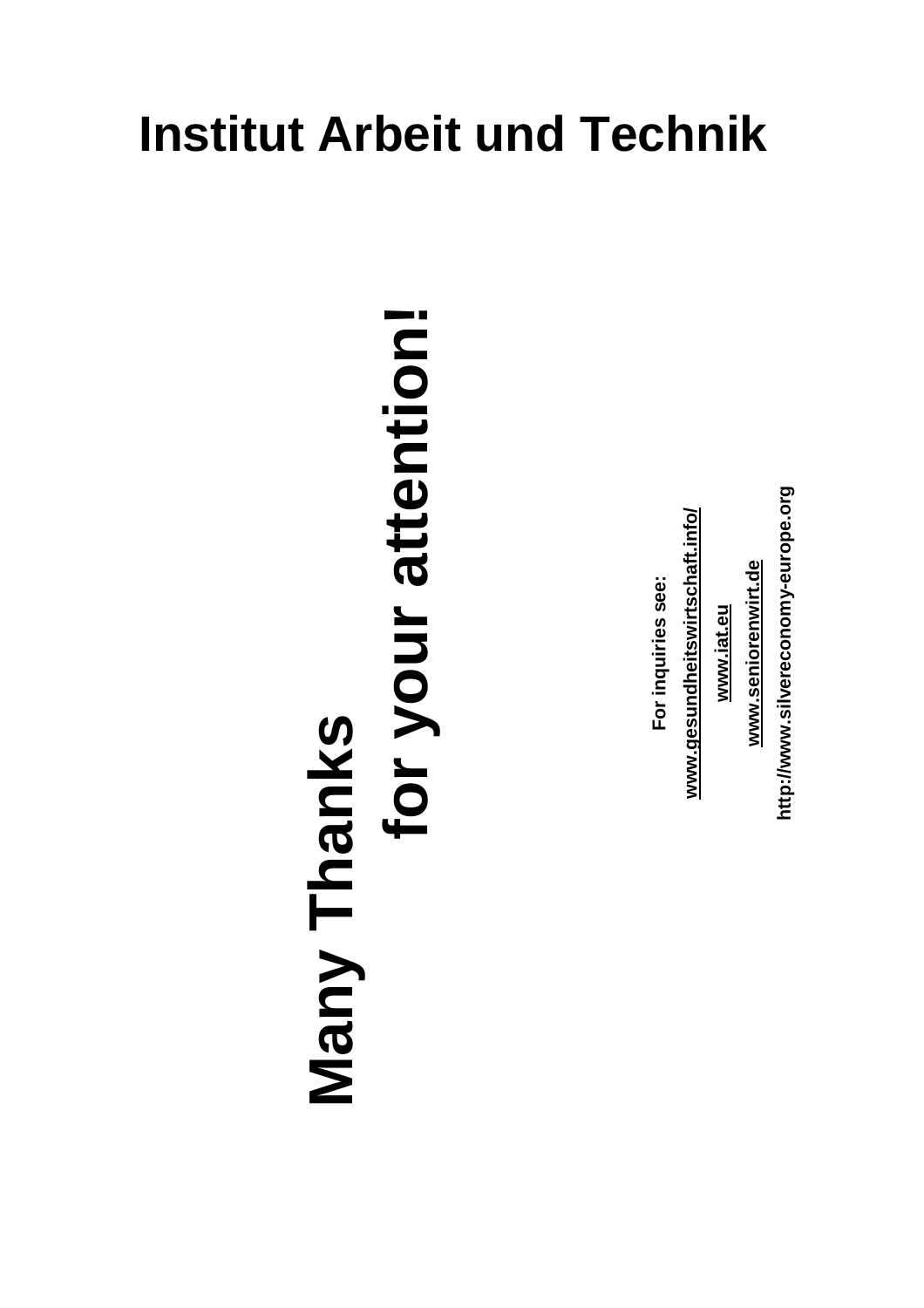# Institut Arbeit und Technik

**Many Thanks for your attention!**

**For inquiries see:**

**www.gesundheitswirtschaft.info/**

**www.iat.eu**

**www.seniorenwirt.de**

**http://www.silvereconomy-europe.org**